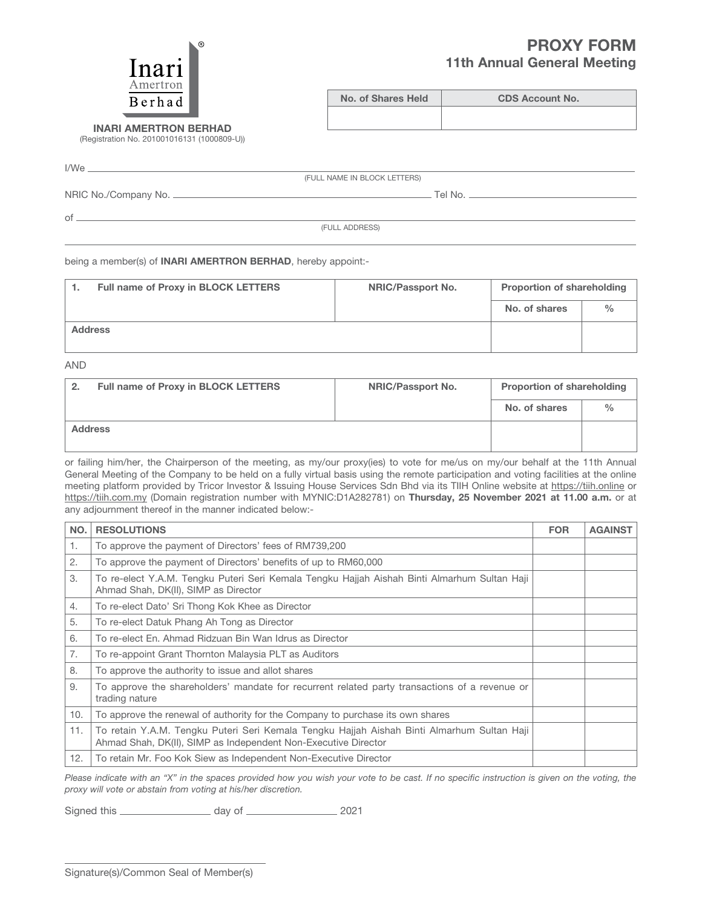# PROXY FORM

## 11th Annual General Meeting

**INARI AMERTRON BERHAD**
(Registration No. 201001016131 (1000809-U))

| No. of Shares Held | CDS Account No. |
|---|---|
| | |

I/We ______________________________________________
(FULL NAME IN BLOCK LETTERS)

NRIC No./Company No. ______________________________ Tel No. ______________________

of ______________________________________________
(FULL ADDRESS)

______________________________________________

being a member(s) of **INARI AMERTRON BERHAD**, hereby appoint:-

| **1. Full name of Proxy in BLOCK LETTERS** | **NRIC/Passport No.** | **Proportion of shareholding** | |
|---|---|---|---|
| | | **No. of shares** | **%** |
| **Address** | | | |

AND

| **2. Full name of Proxy in BLOCK LETTERS** | **NRIC/Passport No.** | **Proportion of shareholding** | |
|---|---|---|---|
| | | **No. of shares** | **%** |
| **Address** | | | |

or failing him/her, the Chairperson of the meeting, as my/our proxy(ies) to vote for me/us on my/our behalf at the 11th Annual General Meeting of the Company to be held on a fully virtual basis using the remote participation and voting facilities at the online meeting platform provided by Tricor Investor & Issuing House Services Sdn Bhd via its TIIH Online website at https://tiih.online or https://tiih.com.my (Domain registration number with MYNIC:D1A282781) on **Thursday, 25 November 2021 at 11.00 a.m.** or at any adjournment thereof in the manner indicated below:-

| NO. | RESOLUTIONS | FOR | AGAINST |
|---|---|---|---|
| 1. | To approve the payment of Directors' fees of RM739,200 | | |
| 2. | To approve the payment of Directors' benefits of up to RM60,000 | | |
| 3. | To re-elect Y.A.M. Tengku Puteri Seri Kemala Tengku Hajjah Aishah Binti Almarhum Sultan Haji Ahmad Shah, DK(II), SIMP as Director | | |
| 4. | To re-elect Dato' Sri Thong Kok Khee as Director | | |
| 5. | To re-elect Datuk Phang Ah Tong as Director | | |
| 6. | To re-elect En. Ahmad Ridzuan Bin Wan Idrus as Director | | |
| 7. | To re-appoint Grant Thornton Malaysia PLT as Auditors | | |
| 8. | To approve the authority to issue and allot shares | | |
| 9. | To approve the shareholders' mandate for recurrent related party transactions of a revenue or trading nature | | |
| 10. | To approve the renewal of authority for the Company to purchase its own shares | | |
| 11. | To retain Y.A.M. Tengku Puteri Seri Kemala Tengku Hajjah Aishah Binti Almarhum Sultan Haji Ahmad Shah, DK(II), SIMP as Independent Non-Executive Director | | |
| 12. | To retain Mr. Foo Kok Siew as Independent Non-Executive Director | | |

*Please indicate with an "X" in the spaces provided how you wish your vote to be cast. If no specific instruction is given on the voting, the proxy will vote or abstain from voting at his/her discretion.*

Signed this ______________ day of ______________ 2021

______________________________
Signature(s)/Common Seal of Member(s)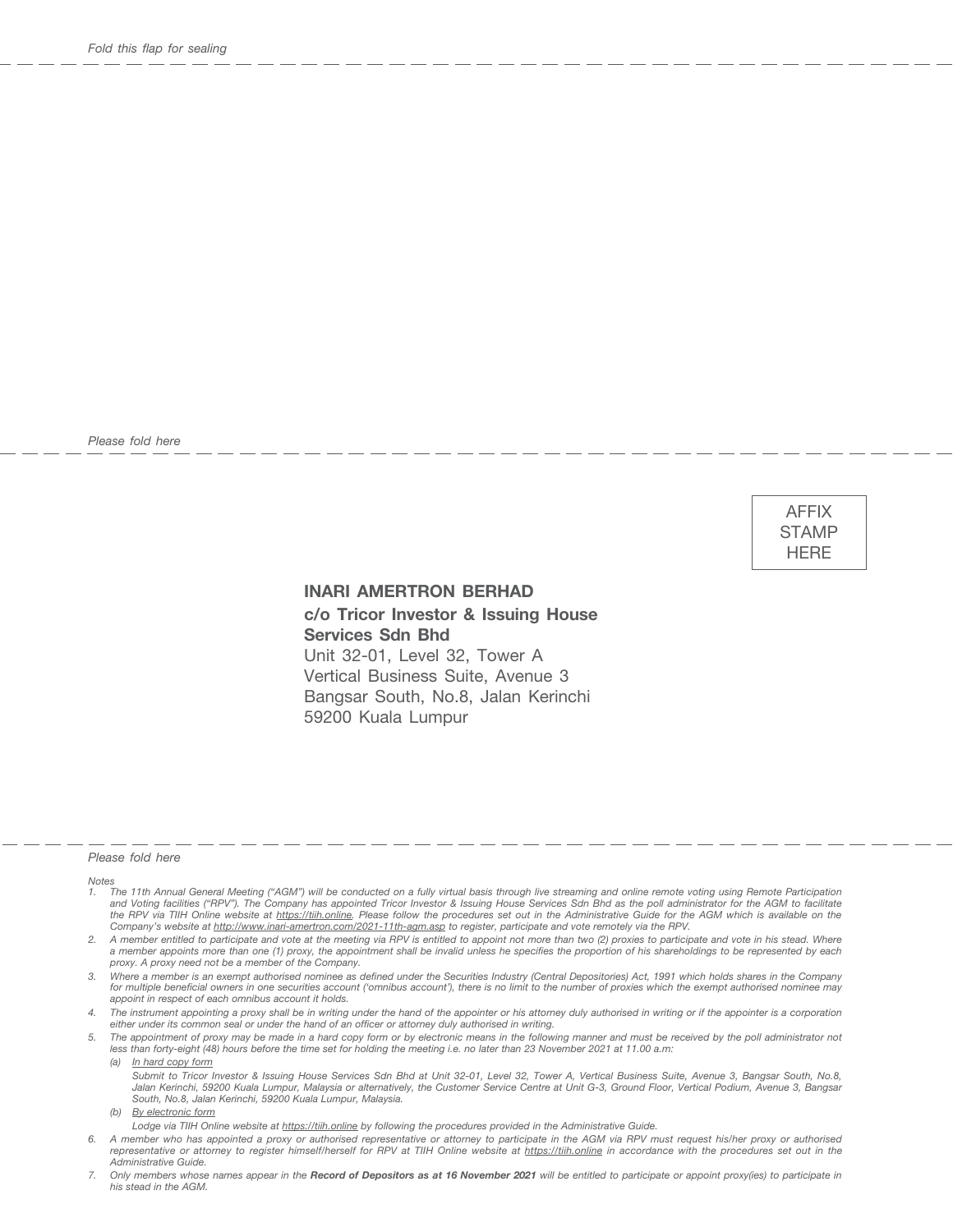*Fold this flap for sealing*

*Please fold here*

AFFIX
STAMP
HERE

**INARI AMERTRON BERHAD**
**c/o Tricor Investor & Issuing House Services Sdn Bhd**
Unit 32-01, Level 32, Tower A
Vertical Business Suite, Avenue 3
Bangsar South, No.8, Jalan Kerinchi
59200 Kuala Lumpur

*Please fold here*

*Notes*

1. *The 11th Annual General Meeting ("AGM") will be conducted on a fully virtual basis through live streaming and online remote voting using Remote Participation and Voting facilities ("RPV"). The Company has appointed Tricor Investor & Issuing House Services Sdn Bhd as the poll administrator for the AGM to facilitate the RPV via TIIH Online website at https://tiih.online. Please follow the procedures set out in the Administrative Guide for the AGM which is available on the Company's website at http://www.inari-amertron.com/2021-11th-agm.asp to register, participate and vote remotely via the RPV.*
2. *A member entitled to participate and vote at the meeting via RPV is entitled to appoint not more than two (2) proxies to participate and vote in his stead. Where a member appoints more than one (1) proxy, the appointment shall be invalid unless he specifies the proportion of his shareholdings to be represented by each proxy. A proxy need not be a member of the Company.*
3. *Where a member is an exempt authorised nominee as defined under the Securities Industry (Central Depositories) Act, 1991 which holds shares in the Company for multiple beneficial owners in one securities account ('omnibus account'), there is no limit to the number of proxies which the exempt authorised nominee may appoint in respect of each omnibus account it holds.*
4. *The instrument appointing a proxy shall be in writing under the hand of the appointer or his attorney duly authorised in writing or if the appointer is a corporation either under its common seal or under the hand of an officer or attorney duly authorised in writing.*
5. *The appointment of proxy may be made in a hard copy form or by electronic means in the following manner and must be received by the poll administrator not less than forty-eight (48) hours before the time set for holding the meeting i.e. no later than 23 November 2021 at 11.00 a.m.:*
   (a) *In hard copy form*
   *Submit to Tricor Investor & Issuing House Services Sdn Bhd at Unit 32-01, Level 32, Tower A, Vertical Business Suite, Avenue 3, Bangsar South, No.8, Jalan Kerinchi, 59200 Kuala Lumpur, Malaysia or alternatively, the Customer Service Centre at Unit G-3, Ground Floor, Vertical Podium, Avenue 3, Bangsar South, No.8, Jalan Kerinchi, 59200 Kuala Lumpur, Malaysia.*
   (b) *By electronic form*
   *Lodge via TIIH Online website at https://tiih.online by following the procedures provided in the Administrative Guide.*
6. *A member who has appointed a proxy or authorised representative or attorney to participate in the AGM via RPV must request his/her proxy or authorised representative or attorney to register himself/herself for RPV at TIIH Online website at https://tiih.online in accordance with the procedures set out in the Administrative Guide.*
7. *Only members whose names appear in the **Record of Depositors as at 16 November 2021** will be entitled to participate or appoint proxy(ies) to participate in his stead in the AGM.*